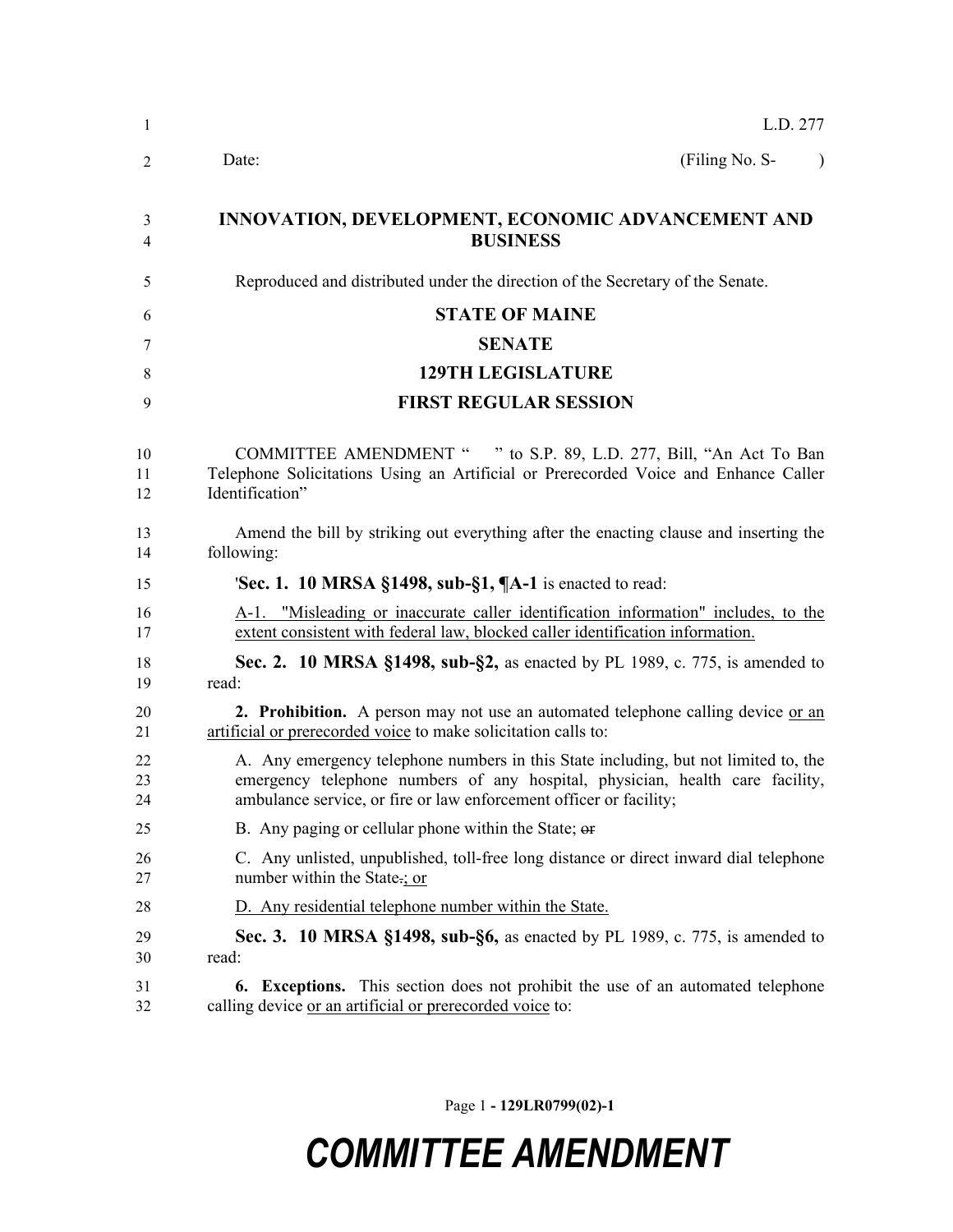L.D. 277

Date: (Filing No. S- )

**INNOVATION, DEVELOPMENT, ECONOMIC ADVANCEMENT AND BUSINESS**

Reproduced and distributed under the direction of the Secretary of the Senate.

**STATE OF MAINE**

**SENATE**

**129TH LEGISLATURE**

**FIRST REGULAR SESSION**

COMMITTEE AMENDMENT " " to S.P. 89, L.D. 277, Bill, "An Act To Ban Telephone Solicitations Using an Artificial or Prerecorded Voice and Enhance Caller Identification"

Amend the bill by striking out everything after the enacting clause and inserting the following:

'**Sec. 1. 10 MRSA §1498, sub-§1, ¶A-1** is enacted to read:

A-1. "Misleading or inaccurate caller identification information" includes, to the extent consistent with federal law, blocked caller identification information.

**Sec. 2. 10 MRSA §1498, sub-§2,** as enacted by PL 1989, c. 775, is amended to read:

**2. Prohibition.** A person may not use an automated telephone calling device or an artificial or prerecorded voice to make solicitation calls to:

A. Any emergency telephone numbers in this State including, but not limited to, the emergency telephone numbers of any hospital, physician, health care facility, ambulance service, or fire or law enforcement officer or facility;

B. Any paging or cellular phone within the State; ~~or~~

C. Any unlisted, unpublished, toll-free long distance or direct inward dial telephone number within the State~~.~~; or

D. Any residential telephone number within the State.

**Sec. 3. 10 MRSA §1498, sub-§6,** as enacted by PL 1989, c. 775, is amended to read:

**6. Exceptions.** This section does not prohibit the use of an automated telephone calling device or an artificial or prerecorded voice to:

Page 1 - 129LR0799(02)-1

# COMMITTEE AMENDMENT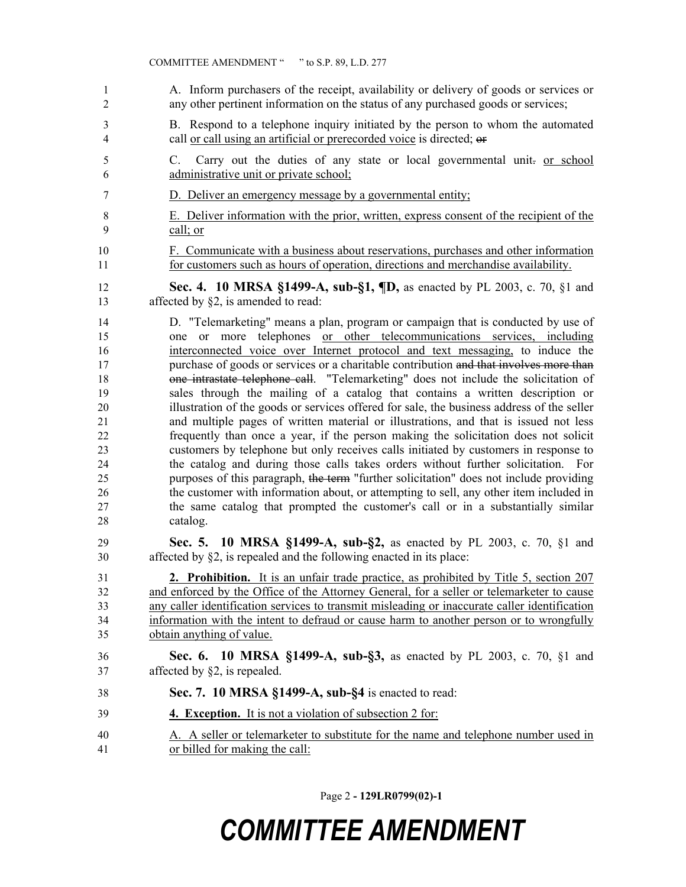A. Inform purchasers of the receipt, availability or delivery of goods or services or any other pertinent information on the status of any purchased goods or services;

B. Respond to a telephone inquiry initiated by the person to whom the automated call or call using an artificial or prerecorded voice is directed; ~~or~~

C. Carry out the duties of any state or local governmental unit~~.~~ or school administrative unit or private school;

D. Deliver an emergency message by a governmental entity;

E. Deliver information with the prior, written, express consent of the recipient of the call; or

F. Communicate with a business about reservations, purchases and other information for customers such as hours of operation, directions and merchandise availability.

**Sec. 4. 10 MRSA §1499-A, sub-§1, ¶D,** as enacted by PL 2003, c. 70, §1 and affected by §2, is amended to read:

D. "Telemarketing" means a plan, program or campaign that is conducted by use of one or more telephones or other telecommunications services, including interconnected voice over Internet protocol and text messaging, to induce the purchase of goods or services or a charitable contribution ~~and that involves more than one intrastate telephone call~~. "Telemarketing" does not include the solicitation of sales through the mailing of a catalog that contains a written description or illustration of the goods or services offered for sale, the business address of the seller and multiple pages of written material or illustrations, and that is issued not less frequently than once a year, if the person making the solicitation does not solicit customers by telephone but only receives calls initiated by customers in response to the catalog and during those calls takes orders without further solicitation. For purposes of this paragraph, ~~the term~~ "further solicitation" does not include providing the customer with information about, or attempting to sell, any other item included in the same catalog that prompted the customer's call or in a substantially similar catalog.

**Sec. 5. 10 MRSA §1499-A, sub-§2,** as enacted by PL 2003, c. 70, §1 and affected by §2, is repealed and the following enacted in its place:

**2. Prohibition.** It is an unfair trade practice, as prohibited by Title 5, section 207 and enforced by the Office of the Attorney General, for a seller or telemarketer to cause any caller identification services to transmit misleading or inaccurate caller identification information with the intent to defraud or cause harm to another person or to wrongfully obtain anything of value.

**Sec. 6. 10 MRSA §1499-A, sub-§3,** as enacted by PL 2003, c. 70, §1 and affected by §2, is repealed.

**Sec. 7. 10 MRSA §1499-A, sub-§4** is enacted to read:

**4. Exception.** It is not a violation of subsection 2 for:

A. A seller or telemarketer to substitute for the name and telephone number used in or billed for making the call: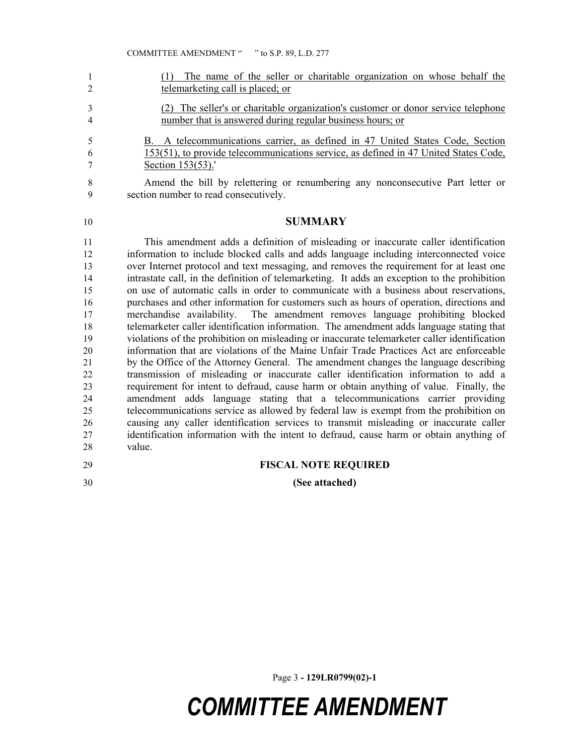(1) The name of the seller or charitable organization on whose behalf the telemarketing call is placed; or

(2) The seller's or charitable organization's customer or donor service telephone number that is answered during regular business hours; or

B. A telecommunications carrier, as defined in 47 United States Code, Section 153(51), to provide telecommunications service, as defined in 47 United States Code, Section 153(53).'

Amend the bill by relettering or renumbering any nonconsecutive Part letter or section number to read consecutively.

## SUMMARY

This amendment adds a definition of misleading or inaccurate caller identification information to include blocked calls and adds language including interconnected voice over Internet protocol and text messaging, and removes the requirement for at least one intrastate call, in the definition of telemarketing. It adds an exception to the prohibition on use of automatic calls in order to communicate with a business about reservations, purchases and other information for customers such as hours of operation, directions and merchandise availability. The amendment removes language prohibiting blocked telemarketer caller identification information. The amendment adds language stating that violations of the prohibition on misleading or inaccurate telemarketer caller identification information that are violations of the Maine Unfair Trade Practices Act are enforceable by the Office of the Attorney General. The amendment changes the language describing transmission of misleading or inaccurate caller identification information to add a requirement for intent to defraud, cause harm or obtain anything of value. Finally, the amendment adds language stating that a telecommunications carrier providing telecommunications service as allowed by federal law is exempt from the prohibition on causing any caller identification services to transmit misleading or inaccurate caller identification information with the intent to defraud, cause harm or obtain anything of value.

**FISCAL NOTE REQUIRED**

**(See attached)**